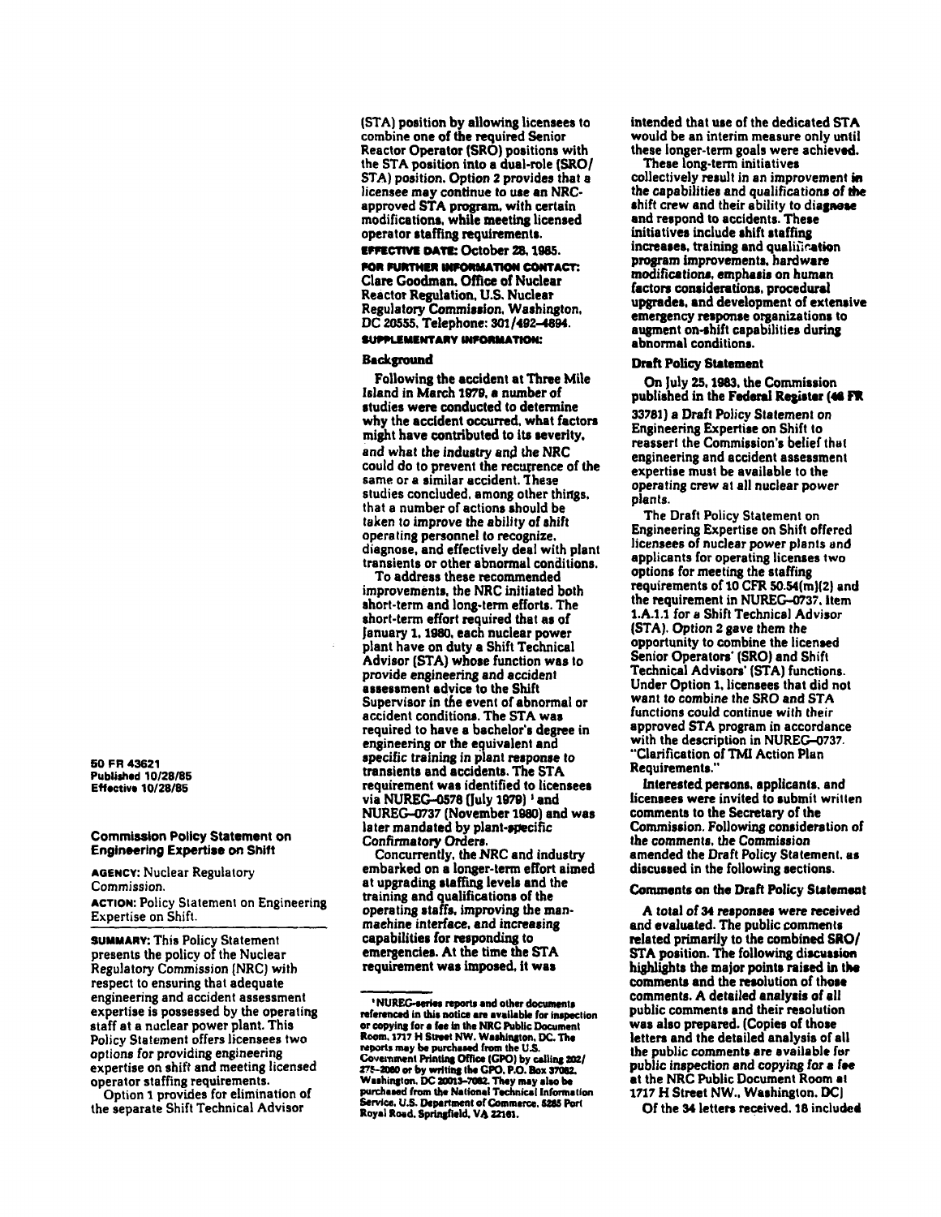50 FR 43621
Published 10/28/85
Effective 10/28/85

## Commission Policy Statement on Engineering Expertise on Shift

**AGENCY:** Nuclear Regulatory Commission.

**ACTION:** Policy Statement on Engineering Expertise on Shift.

**SUMMARY:** This Policy Statement presents the policy of the Nuclear Regulatory Commission (NRC) with respect to ensuring that adequate engineering and accident assessment expertise is possessed by the operating staff at a nuclear power plant. This Policy Statement offers licensees two options for providing engineering expertise on shift and meeting licensed operator staffing requirements.

Option 1 provides for elimination of the separate Shift Technical Advisor (STA) position by allowing licensees to combine one of the required Senior Reactor Operator (SRO) positions with the STA position into a dual-role (SRO/STA) position. Option 2 provides that a licensee may continue to use an NRC-approved STA program, with certain modifications, while meeting licensed operator staffing requirements.

**EFFECTIVE DATE:** October 28, 1985.

**FOR FURTHER INFORMATION CONTACT:** Clare Goodman, Office of Nuclear Reactor Regulation, U.S. Nuclear Regulatory Commission, Washington, DC 20555, Telephone: 301/492-4894.

**SUPPLEMENTARY INFORMATION:**

### Background

Following the accident at Three Mile Island in March 1979, a number of studies were conducted to determine why the accident occurred, what factors might have contributed to its severity, and what the industry and the NRC could do to prevent the recurrence of the same or a similar accident. These studies concluded, among other things, that a number of actions should be taken to improve the ability of shift operating personnel to recognize, diagnose, and effectively deal with plant transients or other abnormal conditions.

To address these recommended improvements, the NRC initiated both short-term and long-term efforts. The short-term effort required that as of January 1, 1980, each nuclear power plant have on duty a Shift Technical Advisor (STA) whose function was to provide engineering and accident assessment advice to the Shift Supervisor in the event of abnormal or accident conditions. The STA was required to have a bachelor's degree in engineering or the equivalent and specific training in plant response to transients and accidents. The STA requirement was identified to licensees via NUREG-0578 (July 1979) [1] and NUREG-0737 (November 1980) and was later mandated by plant-specific Confirmatory Orders.

Concurrently, the NRC and industry embarked on a longer-term effort aimed at upgrading staffing levels and the training and qualifications of the operating staffs, improving the man-machine interface, and increasing capabilities for responding to emergencies. At the time the STA requirement was imposed, it was intended that use of the dedicated STA would be an interim measure only until these longer-term goals were achieved.

These long-term initiatives collectively result in an improvement in the capabilities and qualifications of the shift crew and their ability to diagnose and respond to accidents. These initiatives include shift staffing increases, training and qualification program improvements, hardware modifications, emphasis on human factors considerations, procedural upgrades, and development of extensive emergency response organizations to augment on-shift capabilities during abnormal conditions.

### Draft Policy Statement

On July 25, 1983, the Commission published in the Federal Register (48 FR 33781) a Draft Policy Statement on Engineering Expertise on Shift to reassert the Commission's belief that engineering and accident assessment expertise must be available to the operating crew at all nuclear power plants.

The Draft Policy Statement on Engineering Expertise on Shift offered licensees of nuclear power plants and applicants for operating licenses two options for meeting the staffing requirements of 10 CFR 50.54(m)(2) and the requirement in NUREG-0737, Item 1.A.1.1 for a Shift Technical Advisor (STA). Option 2 gave them the opportunity to combine the licensed Senior Operators' (SRO) and Shift Technical Advisors' (STA) functions. Under Option 1, licensees that did not want to combine the SRO and STA functions could continue with their approved STA program in accordance with the description in NUREG-0737, "Clarification of TMI Action Plan Requirements."

Interested persons, applicants, and licensees were invited to submit written comments to the Secretary of the Commission. Following consideration of the comments, the Commission amended the Draft Policy Statement, as discussed in the following sections.

### Comments on the Draft Policy Statement

A total of 34 responses were received and evaluated. The public comments related primarily to the combined SRO/STA position. The following discussion highlights the major points raised in the comments and the resolution of those comments. A detailed analysis of all public comments and their resolution was also prepared. (Copies of those letters and the detailed analysis of all the public comments are available for public inspection and copying for a fee at the NRC Public Document Room at 1717 H Street NW., Washington, DC)

Of the 34 letters received, 18 included

---

[1] NUREG-series reports and other documents referenced in this notice are available for inspection or copying for a fee in the NRC Public Document Room, 1717 H Street NW, Washington, DC. The reports may be purchased from the U.S. Government Printing Office (GPO) by calling 202/275-2060 or by writing the GPO, P.O. Box 37082, Washington, DC 20013-7082. They may also be purchased from the National Technical Information Service, U.S. Department of Commerce, 5285 Port Royal Road, Springfield, VA 22161.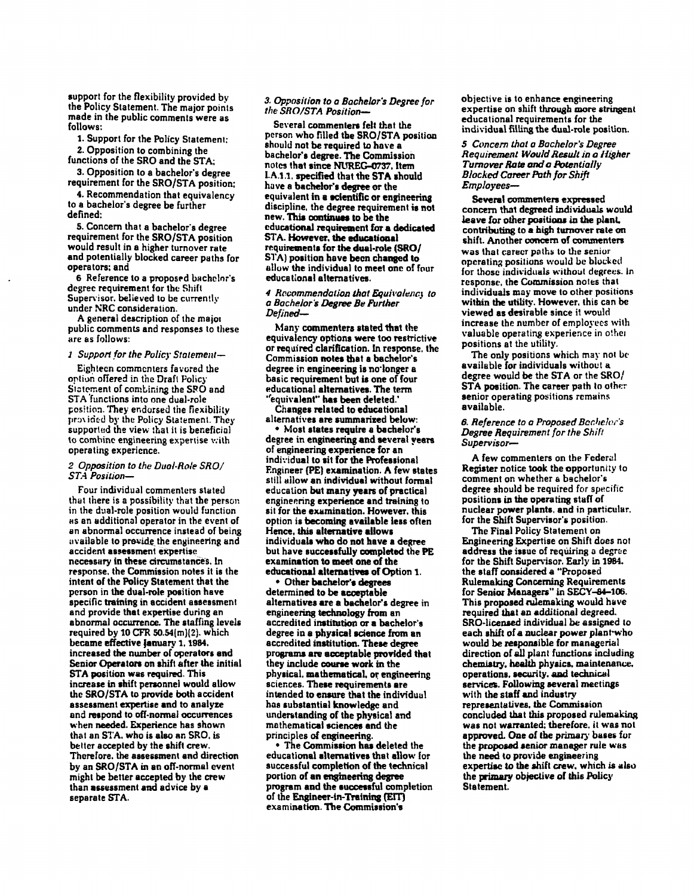support for the flexibility provided by the Policy Statement. The major points made in the public comments were as follows:

1. Support for the Policy Statement;
2. Opposition to combining the functions of the SRO and the STA;
3. Opposition to a bachelor's degree requirement for the SRO/STA position;
4. Recommendation that equivalency to a bachelor's degree be further defined;
5. Concern that a bachelor's degree requirement for the SRO/STA position would result in a higher turnover rate and potentially blocked career paths for operators; and
6. Reference to a proposed bachelor's degree requirement for the Shift Supervisor, believed to be currently under NRC consideration.

A general description of the major public comments and responses to these are as follows:

*1. Support for the Policy Statement—*

Eighteen commenters favored the option offered in the Draft Policy Statement of combining the SRO and STA functions into one dual-role position. They endorsed the flexibility provided by the Policy Statement. They supported the view that it is beneficial to combine engineering expertise with operating experience.

*2. Opposition to the Dual-Role SRO/STA Position—*

Four individual commenters stated that there is a possibility that the person in the dual-role position would function as an additional operator in the event of an abnormal occurrence instead of being available to provide the engineering and accident assessment expertise necessary in these circumstances. In response, the Commission notes it is the intent of the Policy Statement that the person in the dual-role position have specific training in accident assessment and provide that expertise during an abnormal occurrence. The staffing levels required by 10 CFR 50.54(m)(2), which became effective January 1, 1984, increased the number of operators and Senior Operators on shift after the initial STA position was required. This increase in shift personnel would allow the SRO/STA to provide both accident assessment expertise and to analyze and respond to off-normal occurrences when needed. Experience has shown that an STA, who is also an SRO, is better accepted by the shift crew. Therefore, the assessment and direction by an SRO/STA in an off-normal event might be better accepted by the crew than assessment and advice by a separate STA.

*3. Opposition to a Bachelor's Degree for the SRO/STA Position—*

Several commenters felt that the person who filled the SRO/STA position should not be required to have a bachelor's degree. The Commission notes that since NUREG-0737, Item I.A.1.1, specified that the STA should have a bachelor's degree or the equivalent in a scientific or engineering discipline, the degree requirement is not new. This continues to be the educational requirement for a dedicated STA. However, the educational requirements for the dual-role (SRO/STA) position have been changed to allow the individual to meet one of four educational alternatives.

*4. Recommendation that Equivalency to a Bachelor's Degree Be Further Defined—*

Many commenters stated that the equivalency options were too restrictive or required clarification. In response, the Commission notes that a bachelor's degree in engineering is no longer a basic requirement but is one of four educational alternatives. The term "equivalent" has been deleted.

Changes related to educational alternatives are summarized below:

- Most states require a bachelor's degree in engineering and several years of engineering experience for an individual to sit for the Professional Engineer (PE) examination. A few states still allow an individual without formal education but many years of practical engineering experience and training to sit for the examination. However, this option is becoming available less often. Hence, this alternative allows individuals who do not have a degree but have successfully completed the PE examination to meet one of the educational alternatives of Option 1.
- Other bachelor's degrees determined to be acceptable alternatives are a bachelor's degree in engineering technology from an accredited institution or a bachelor's degree in a physical science from an accredited institution. These degree programs are acceptable provided that they include course work in the physical, mathematical, or engineering sciences. These requirements are intended to ensure that the individual has substantial knowledge and understanding of the physical and mathematical sciences and the principles of engineering.
- The Commission has deleted the educational alternatives that allow for successful completion of the technical portion of an engineering degree program and the successful completion of the Engineer-in-Training (EIT) examination. The Commission's objective is to enhance engineering expertise on shift through more stringent educational requirements for the individual filling the dual-role position.

*5. Concern that a Bachelor's Degree Requirement Would Result in a Higher Turnover Rate and a Potentially Blocked Career Path for Shift Employees—*

Several commenters expressed concern that degreed individuals would leave for other positions in the plant, contributing to a high turnover rate on shift. Another concern of commenters was that career paths to the senior operating positions would be blocked for those individuals without degrees. In response, the Commission notes that individuals may move to other positions within the utility. However, this can be viewed as desirable since it would increase the number of employees with valuable operating experience in other positions at the utility.

The only positions which may not be available for individuals without a degree would be the STA or the SRO/STA position. The career path to other senior operating positions remains available.

*6. Reference to a Proposed Bachelor's Degree Requirement for the Shift Supervisor—*

A few commenters on the Federal Register notice took the opportunity to comment on whether a bachelor's degree should be required for specific positions in the operating staff of nuclear power plants, and in particular, for the Shift Supervisor's position.

The Final Policy Statement on Engineering Expertise on Shift does not address the issue of requiring a degree for the Shift Supervisor. Early in 1984, the staff considered a "Proposed Rulemaking Concerning Requirements for Senior Managers" in SECY-84-106. This proposed rulemaking would have required that an additional degreed, SRO-licensed individual be assigned to each shift of a nuclear power plant who would be responsible for managerial direction of all plant functions including chemistry, health physics, maintenance, operations, security, and technical services. Following several meetings with the staff and industry representatives, the Commission concluded that this proposed rulemaking was not warranted; therefore, it was not approved. One of the primary bases for the proposed senior manager rule was the need to provide engineering expertise to the shift crew, which is also the primary objective of this Policy Statement.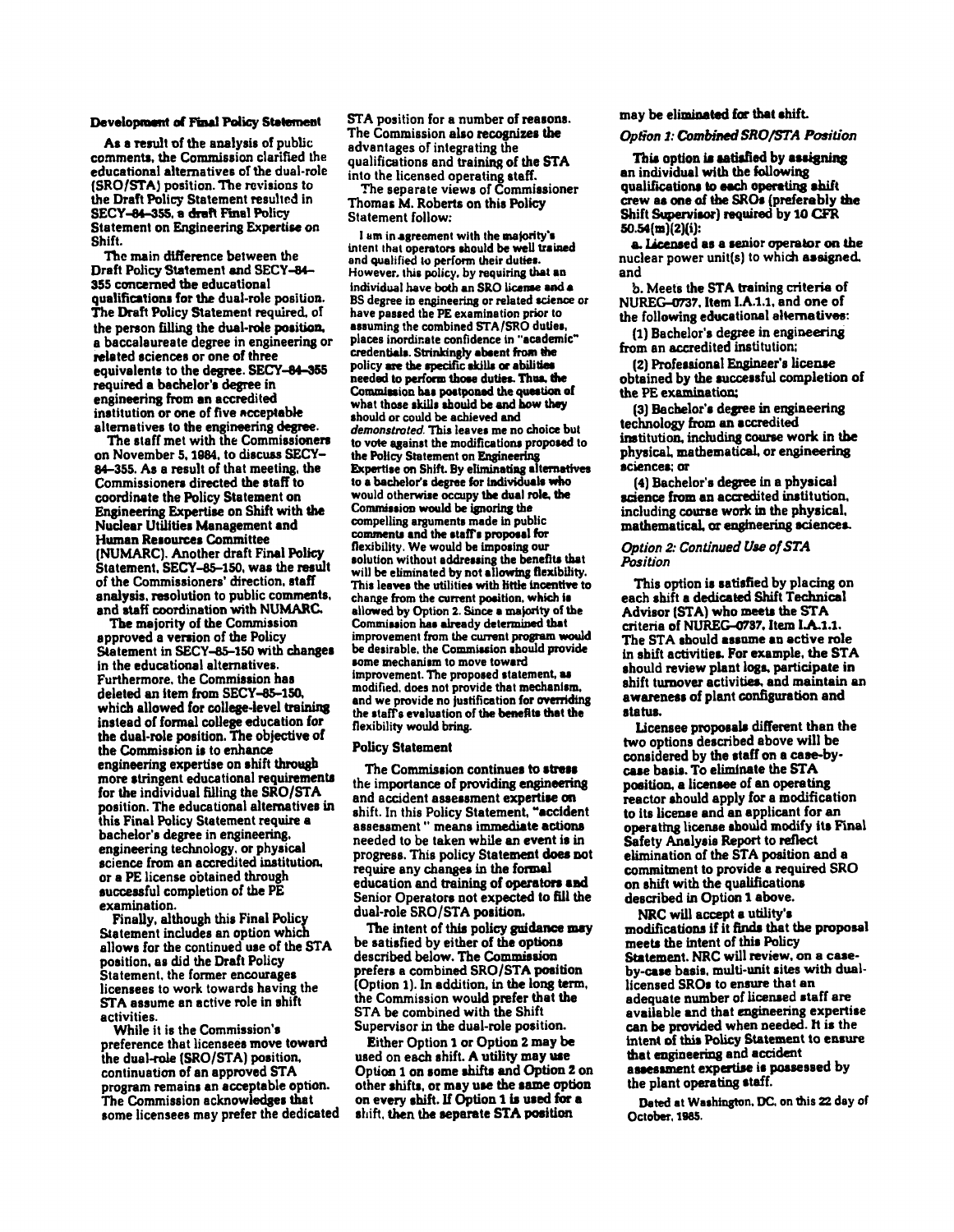**Development of Final Policy Statement**

As a result of the analysis of public comments, the Commission clarified the educational alternatives of the dual-role (SRO/STA) position. The revisions to the Draft Policy Statement resulted in SECY-84-355, a draft Final Policy Statement on Engineering Expertise on Shift.

The main difference between the Draft Policy Statement and SECY-84-355 concerned the educational qualifications for the dual-role position. The Draft Policy Statement required, of the person filling the dual-role position, a baccalaureate degree in engineering or related sciences or one of three equivalents to the degree. SECY-84-355 required a bachelor's degree in engineering from an accredited institution or one of five acceptable alternatives to the engineering degree.

The staff met with the Commissioners on November 5, 1984, to discuss SECY-84-355. As a result of that meeting, the Commissioners directed the staff to coordinate the Policy Statement on Engineering Expertise on Shift with the Nuclear Utilities Management and Human Resources Committee (NUMARC). Another draft Final Policy Statement, SECY-85-150, was the result of the Commissioners' direction, staff analysis, resolution to public comments, and staff coordination with NUMARC.

The majority of the Commission approved a version of the Policy Statement in SECY-85-150 with changes in the educational alternatives. Furthermore, the Commission has deleted an item from SECY-85-150, which allowed for college-level training instead of formal college education for the dual-role position. The objective of the Commission is to enhance engineering expertise on shift through more stringent educational requirements for the individual filling the SRO/STA position. The educational alternatives in this Final Policy Statement require a bachelor's degree in engineering, engineering technology, or physical science from an accredited institution, or a PE license obtained through successful completion of the PE examination.

Finally, although this Final Policy Statement includes an option which allows for the continued use of the STA position, as did the Draft Policy Statement, the former encourages licensees to work towards having the STA assume an active role in shift activities.

While it is the Commission's preference that licensees move toward the dual-role (SRO/STA) position, continuation of an approved STA program remains an acceptable option. The Commission acknowledges that some licensees may prefer the dedicated STA position for a number of reasons. The Commission also recognizes the advantages of integrating the qualifications and training of the STA into the licensed operating staff.

The separate views of Commissioner Thomas M. Roberts on this Policy Statement follow:

I am in agreement with the majority's intent that operators should be well trained and qualified to perform their duties. However, this policy, by requiring that an individual have both an SRO license and a BS degree in engineering or related science or have passed the PE examination prior to assuming the combined STA/SRO duties, places inordinate confidence in "academic" credentials. Strikingly absent from the policy are the specific skills or abilities needed to perform those duties. Thus, the Commission has postponed the question of what those skills should be and how they should or could be achieved and *demonstrated*. This leaves me no choice but to vote against the modifications proposed to the Policy Statement on Engineering Expertise on Shift. By eliminating alternatives to a bachelor's degree for individuals who would otherwise occupy the dual role, the Commission would be ignoring the compelling arguments made in public comments and the staff's proposal for flexibility. We would be imposing our solution without addressing the benefits that will be eliminated by not allowing flexibility. This leaves the utilities with little incentive to change from the current position, which is allowed by Option 2. Since a majority of the Commission has already determined that improvement from the current program would be desirable, the Commission should provide some mechanism to move toward improvement. The proposed statement, as modified, does not provide that mechanism, and we provide no justification for overriding the staff's evaluation of the benefits that the flexibility would bring.

**Policy Statement**

The Commission continues to stress the importance of providing engineering and accident assessment expertise on shift. In this Policy Statement, "accident assessment" means immediate actions needed to be taken while an event is in progress. This policy Statement does not require any changes in the formal education and training of operators and Senior Operators not expected to fill the dual-role SRO/STA position.

The intent of this policy guidance may be satisfied by either of the options described below. The Commission prefers a combined SRO/STA position (Option 1). In addition, in the long term, the Commission would prefer that the STA be combined with the Shift Supervisor in the dual-role position.

Either Option 1 or Option 2 may be used on each shift. A utility may use Option 1 on some shifts and Option 2 on other shifts, or may use the same option on every shift. If Option 1 is used for a shift, then the separate STA position may be eliminated for that shift.

*Option 1: Combined SRO/STA Position*

This option is satisfied by assigning an individual with the following qualifications to each operating shift crew as one of the SROs (preferably the Shift Supervisor) required by 10 CFR 50.54(m)(2)(i):

a. Licensed as a senior operator on the nuclear power unit(s) to which assigned, and

b. Meets the STA training criteria of NUREG-0737, Item I.A.1.1, and one of the following educational alternatives:

(1) Bachelor's degree in engineering from an accredited institution;

(2) Professional Engineer's license obtained by the successful completion of the PE examination;

(3) Bachelor's degree in engineering technology from an accredited institution, including course work in the physical, mathematical, or engineering sciences; or

(4) Bachelor's degree in a physical science from an accredited institution, including course work in the physical, mathematical, or engineering sciences.

*Option 2: Continued Use of STA Position*

This option is satisfied by placing on each shift a dedicated Shift Technical Advisor (STA) who meets the STA criteria of NUREG-0737, Item I.A.1.1. The STA should assume an active role in shift activities. For example, the STA should review plant logs, participate in shift turnover activities, and maintain an awareness of plant configuration and status.

Licensee proposals different than the two options described above will be considered by the staff on a case-by-case basis. To eliminate the STA position, a licensee of an operating reactor should apply for a modification to its license and an applicant for an operating license should modify its Final Safety Analysis Report to reflect elimination of the STA position and a commitment to provide a required SRO on shift with the qualifications described in Option 1 above.

NRC will accept a utility's modifications if it finds that the proposal meets the intent of this Policy Statement. NRC will review, on a case-by-case basis, multi-unit sites with dual-licensed SROs to ensure that an adequate number of licensed staff are available and that engineering expertise can be provided when needed. It is the intent of this Policy Statement to ensure that engineering and accident assessment expertise is possessed by the plant operating staff.

Dated at Washington, DC, on this 22 day of October, 1985.